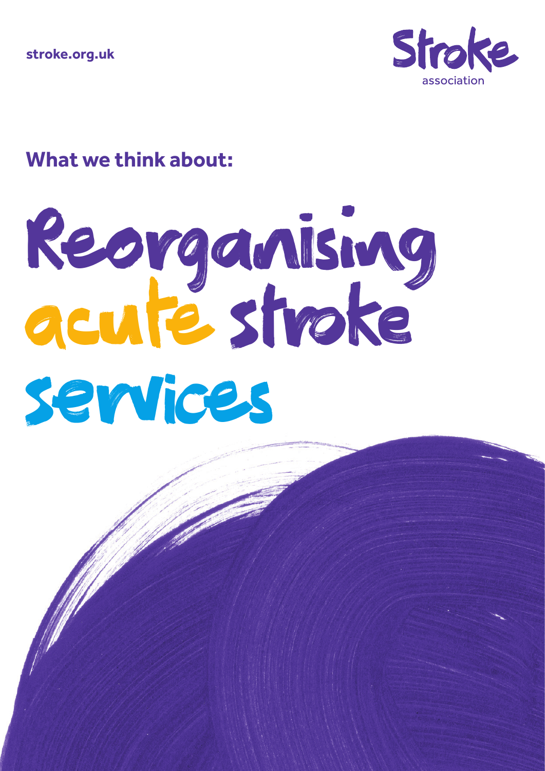stroke.org.uk

Stroke association

**What we think about:**

# Reorganising acute stroke services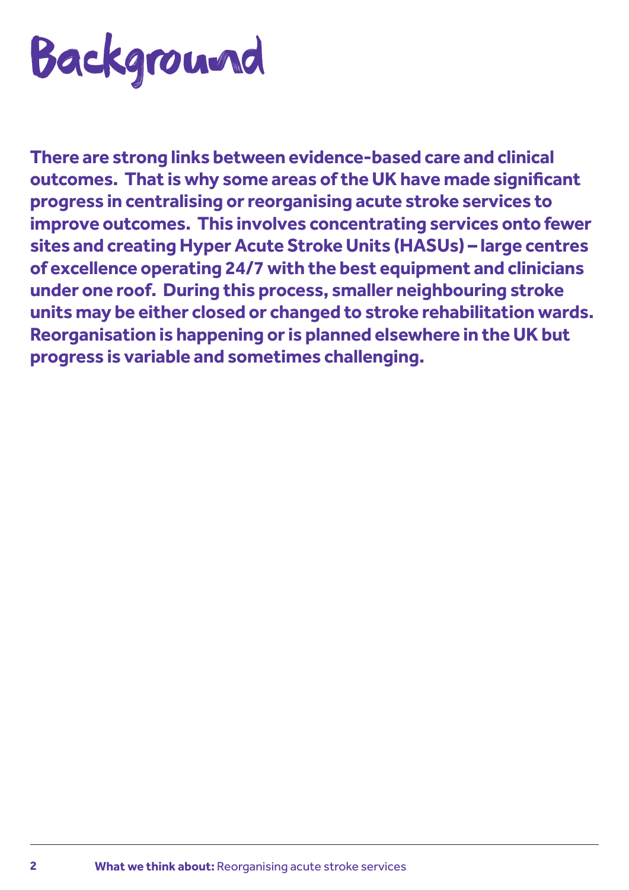# Background

**There are strong links between evidence-based care and clinical outcomes. That is why some areas of the UK have made significant progress in centralising or reorganising acute stroke services to improve outcomes. This involves concentrating services onto fewer sites and creating Hyper Acute Stroke Units (HASUs) – large centres of excellence operating 24/7 with the best equipment and clinicians under one roof. During this process, smaller neighbouring stroke units may be either closed or changed to stroke rehabilitation wards. Reorganisation is happening or is planned elsewhere in the UK but progress is variable and sometimes challenging.**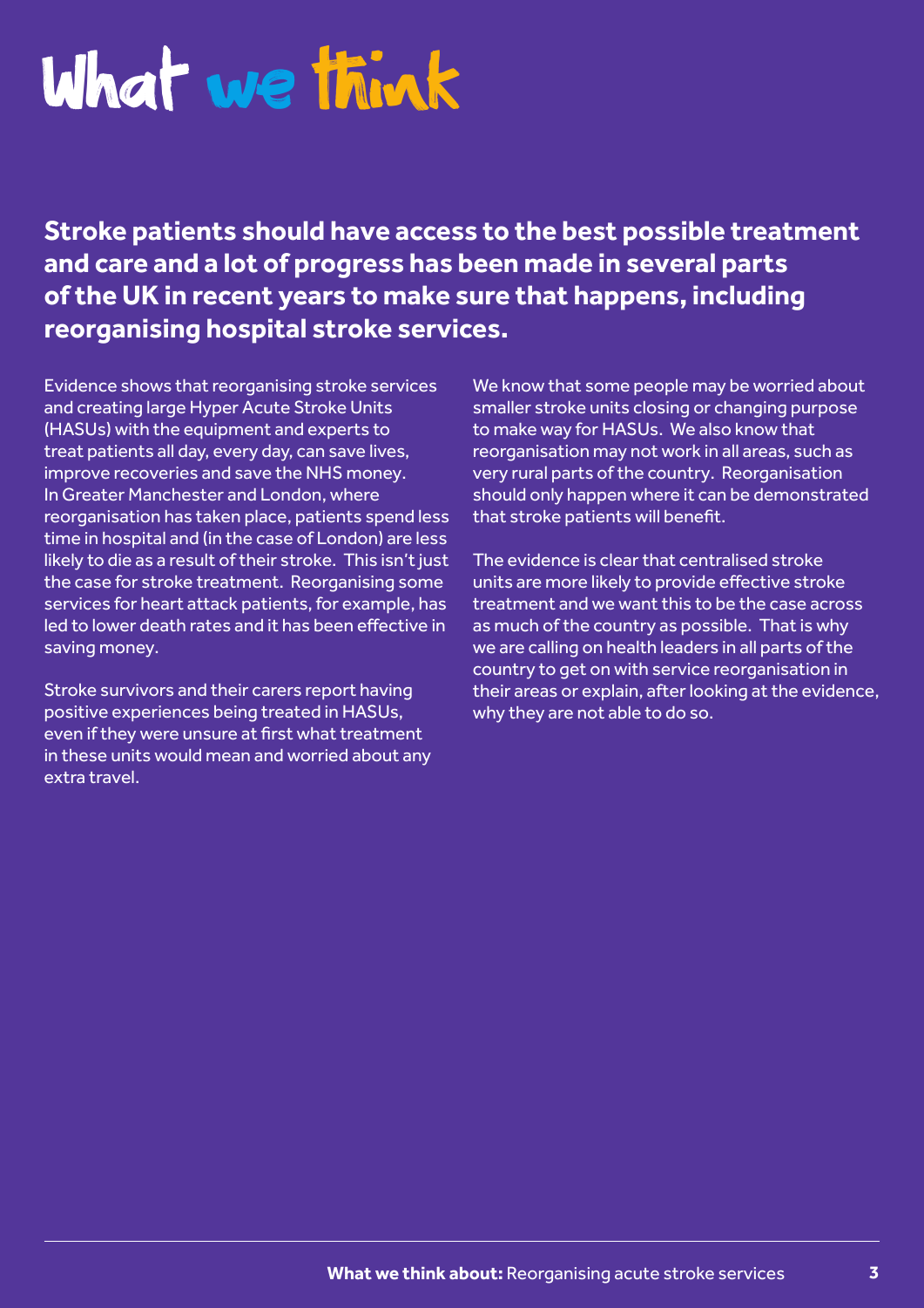# What we think

**Stroke patients should have access to the best possible treatment and care and a lot of progress has been made in several parts of the UK in recent years to make sure that happens, including reorganising hospital stroke services.**

Evidence shows that reorganising stroke services and creating large Hyper Acute Stroke Units (HASUs) with the equipment and experts to treat patients all day, every day, can save lives, improve recoveries and save the NHS money. In Greater Manchester and London, where reorganisation has taken place, patients spend less time in hospital and (in the case of London) are less likely to die as a result of their stroke. This isn't just the case for stroke treatment. Reorganising some services for heart attack patients, for example, has led to lower death rates and it has been effective in saving money.

Stroke survivors and their carers report having positive experiences being treated in HASUs, even if they were unsure at first what treatment in these units would mean and worried about any extra travel.

We know that some people may be worried about smaller stroke units closing or changing purpose to make way for HASUs. We also know that reorganisation may not work in all areas, such as very rural parts of the country. Reorganisation should only happen where it can be demonstrated that stroke patients will benefit.

The evidence is clear that centralised stroke units are more likely to provide effective stroke treatment and we want this to be the case across as much of the country as possible. That is why we are calling on health leaders in all parts of the country to get on with service reorganisation in their areas or explain, after looking at the evidence, why they are not able to do so.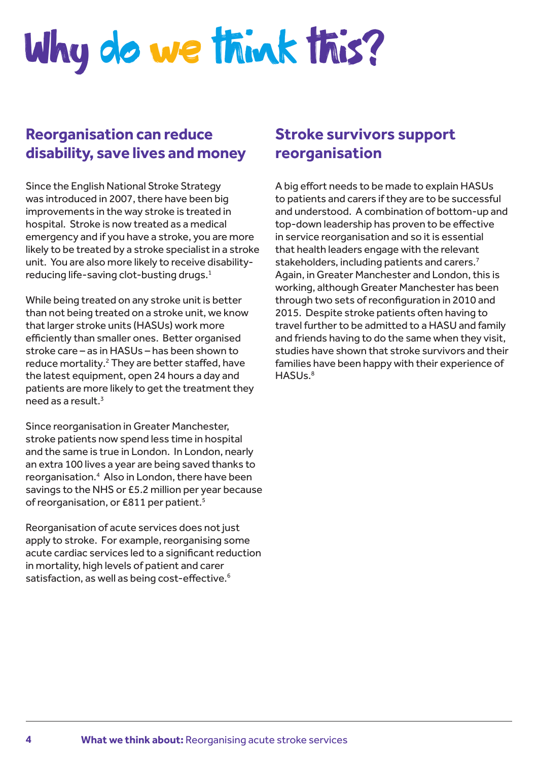# Why do we think this?

## Reorganisation can reduce disability, save lives and money

Since the English National Stroke Strategy was introduced in 2007, there have been big improvements in the way stroke is treated in hospital. Stroke is now treated as a medical emergency and if you have a stroke, you are more likely to be treated by a stroke specialist in a stroke unit. You are also more likely to receive disability-reducing life-saving clot-busting drugs.[1]

While being treated on any stroke unit is better than not being treated on a stroke unit, we know that larger stroke units (HASUs) work more efficiently than smaller ones. Better organised stroke care – as in HASUs – has been shown to reduce mortality.[2] They are better staffed, have the latest equipment, open 24 hours a day and patients are more likely to get the treatment they need as a result.[3]

Since reorganisation in Greater Manchester, stroke patients now spend less time in hospital and the same is true in London. In London, nearly an extra 100 lives a year are being saved thanks to reorganisation.[4] Also in London, there have been savings to the NHS or £5.2 million per year because of reorganisation, or £811 per patient.[5]

Reorganisation of acute services does not just apply to stroke. For example, reorganising some acute cardiac services led to a significant reduction in mortality, high levels of patient and carer satisfaction, as well as being cost-effective.[6]

## Stroke survivors support reorganisation

A big effort needs to be made to explain HASUs to patients and carers if they are to be successful and understood. A combination of bottom-up and top-down leadership has proven to be effective in service reorganisation and so it is essential that health leaders engage with the relevant stakeholders, including patients and carers.[7] Again, in Greater Manchester and London, this is working, although Greater Manchester has been through two sets of reconfiguration in 2010 and 2015. Despite stroke patients often having to travel further to be admitted to a HASU and family and friends having to do the same when they visit, studies have shown that stroke survivors and their families have been happy with their experience of HASUs.[8]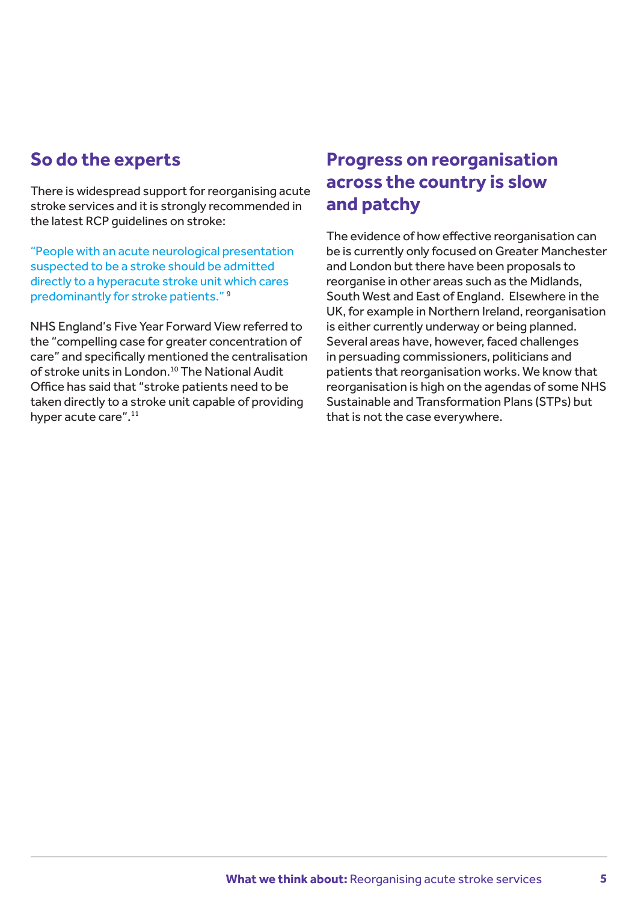## So do the experts

There is widespread support for reorganising acute stroke services and it is strongly recommended in the latest RCP guidelines on stroke:

"People with an acute neurological presentation suspected to be a stroke should be admitted directly to a hyperacute stroke unit which cares predominantly for stroke patients." [9]

NHS England's Five Year Forward View referred to the "compelling case for greater concentration of care" and specifically mentioned the centralisation of stroke units in London.[10] The National Audit Office has said that "stroke patients need to be taken directly to a stroke unit capable of providing hyper acute care".[11]

## Progress on reorganisation across the country is slow and patchy

The evidence of how effective reorganisation can be is currently only focused on Greater Manchester and London but there have been proposals to reorganise in other areas such as the Midlands, South West and East of England. Elsewhere in the UK, for example in Northern Ireland, reorganisation is either currently underway or being planned. Several areas have, however, faced challenges in persuading commissioners, politicians and patients that reorganisation works. We know that reorganisation is high on the agendas of some NHS Sustainable and Transformation Plans (STPs) but that is not the case everywhere.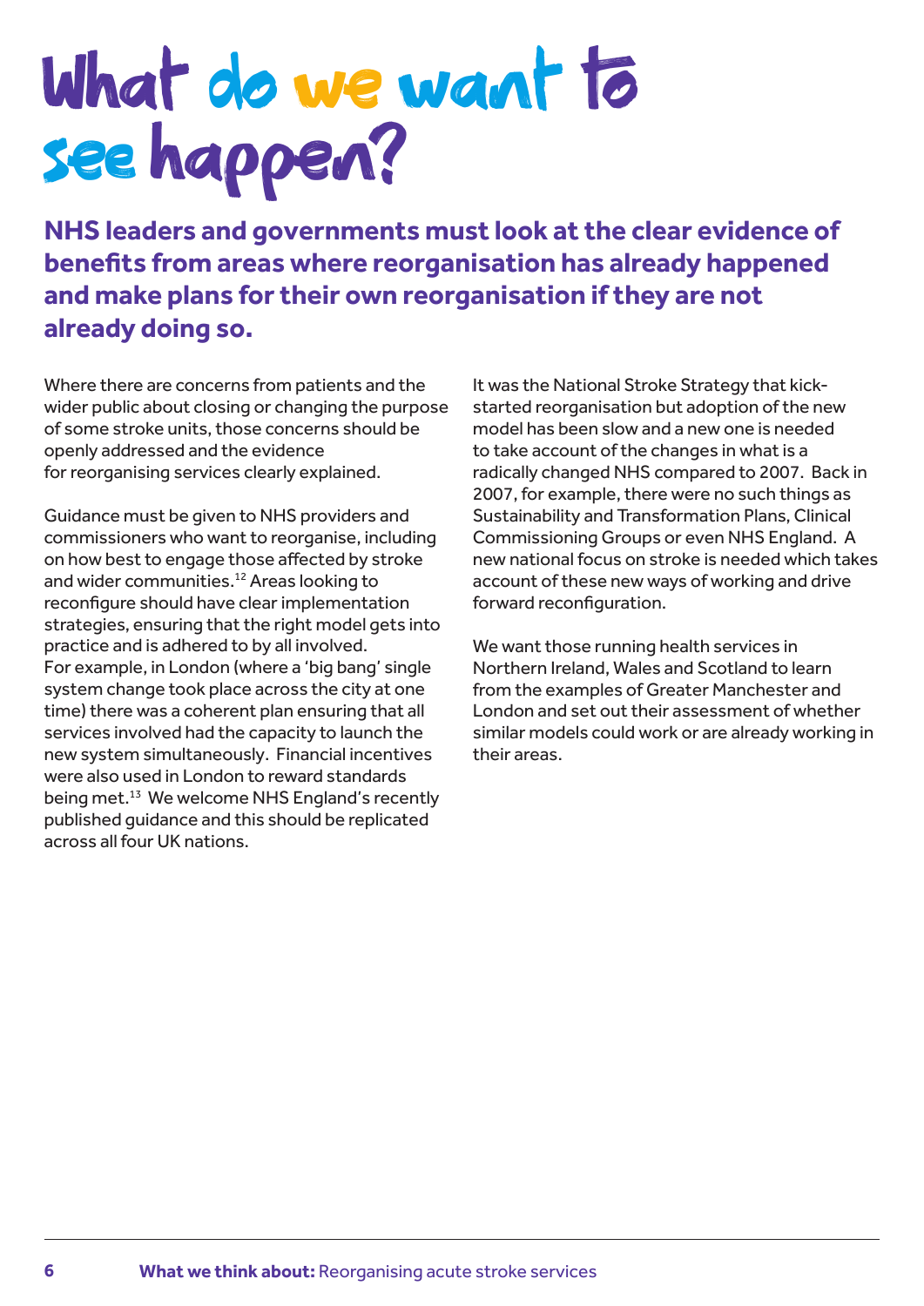# What do we want to see happen?

**NHS leaders and governments must look at the clear evidence of benefits from areas where reorganisation has already happened and make plans for their own reorganisation if they are not already doing so.**

Where there are concerns from patients and the wider public about closing or changing the purpose of some stroke units, those concerns should be openly addressed and the evidence for reorganising services clearly explained.

Guidance must be given to NHS providers and commissioners who want to reorganise, including on how best to engage those affected by stroke and wider communities.[12] Areas looking to reconfigure should have clear implementation strategies, ensuring that the right model gets into practice and is adhered to by all involved. For example, in London (where a 'big bang' single system change took place across the city at one time) there was a coherent plan ensuring that all services involved had the capacity to launch the new system simultaneously. Financial incentives were also used in London to reward standards being met.[13] We welcome NHS England's recently published guidance and this should be replicated across all four UK nations.

It was the National Stroke Strategy that kick-started reorganisation but adoption of the new model has been slow and a new one is needed to take account of the changes in what is a radically changed NHS compared to 2007. Back in 2007, for example, there were no such things as Sustainability and Transformation Plans, Clinical Commissioning Groups or even NHS England. A new national focus on stroke is needed which takes account of these new ways of working and drive forward reconfiguration.

We want those running health services in Northern Ireland, Wales and Scotland to learn from the examples of Greater Manchester and London and set out their assessment of whether similar models could work or are already working in their areas.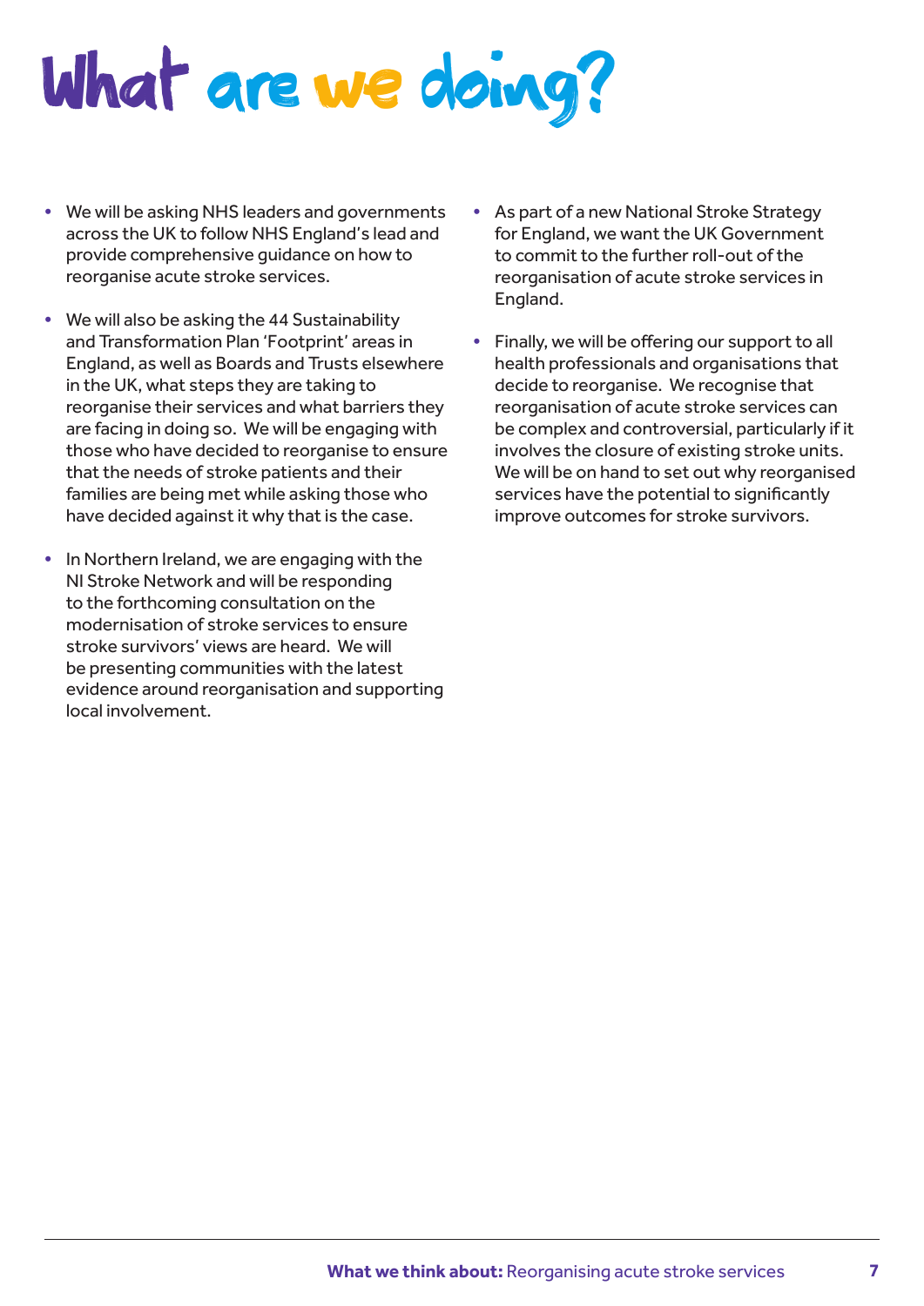# What are we doing?

- We will be asking NHS leaders and governments across the UK to follow NHS England's lead and provide comprehensive guidance on how to reorganise acute stroke services.

- We will also be asking the 44 Sustainability and Transformation Plan 'Footprint' areas in England, as well as Boards and Trusts elsewhere in the UK, what steps they are taking to reorganise their services and what barriers they are facing in doing so. We will be engaging with those who have decided to reorganise to ensure that the needs of stroke patients and their families are being met while asking those who have decided against it why that is the case.

- In Northern Ireland, we are engaging with the NI Stroke Network and will be responding to the forthcoming consultation on the modernisation of stroke services to ensure stroke survivors' views are heard. We will be presenting communities with the latest evidence around reorganisation and supporting local involvement.

- As part of a new National Stroke Strategy for England, we want the UK Government to commit to the further roll-out of the reorganisation of acute stroke services in England.

- Finally, we will be offering our support to all health professionals and organisations that decide to reorganise. We recognise that reorganisation of acute stroke services can be complex and controversial, particularly if it involves the closure of existing stroke units. We will be on hand to set out why reorganised services have the potential to significantly improve outcomes for stroke survivors.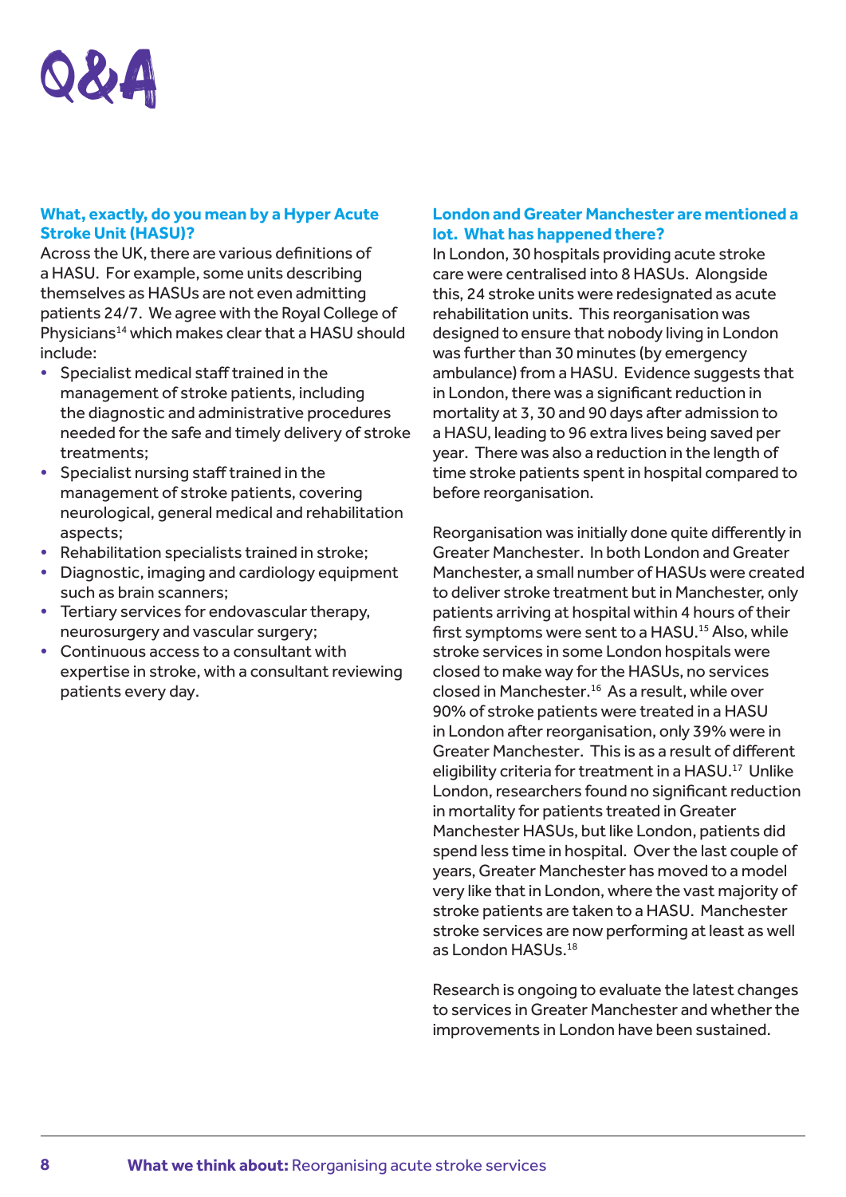# Q&A

### What, exactly, do you mean by a Hyper Acute Stroke Unit (HASU)?

Across the UK, there are various definitions of a HASU. For example, some units describing themselves as HASUs are not even admitting patients 24/7. We agree with the Royal College of Physicians[14] which makes clear that a HASU should include:

- Specialist medical staff trained in the management of stroke patients, including the diagnostic and administrative procedures needed for the safe and timely delivery of stroke treatments;
- Specialist nursing staff trained in the management of stroke patients, covering neurological, general medical and rehabilitation aspects;
- Rehabilitation specialists trained in stroke;
- Diagnostic, imaging and cardiology equipment such as brain scanners;
- Tertiary services for endovascular therapy, neurosurgery and vascular surgery;
- Continuous access to a consultant with expertise in stroke, with a consultant reviewing patients every day.

### London and Greater Manchester are mentioned a lot. What has happened there?

In London, 30 hospitals providing acute stroke care were centralised into 8 HASUs. Alongside this, 24 stroke units were redesignated as acute rehabilitation units. This reorganisation was designed to ensure that nobody living in London was further than 30 minutes (by emergency ambulance) from a HASU. Evidence suggests that in London, there was a significant reduction in mortality at 3, 30 and 90 days after admission to a HASU, leading to 96 extra lives being saved per year. There was also a reduction in the length of time stroke patients spent in hospital compared to before reorganisation.

Reorganisation was initially done quite differently in Greater Manchester. In both London and Greater Manchester, a small number of HASUs were created to deliver stroke treatment but in Manchester, only patients arriving at hospital within 4 hours of their first symptoms were sent to a HASU.[15] Also, while stroke services in some London hospitals were closed to make way for the HASUs, no services closed in Manchester.[16] As a result, while over 90% of stroke patients were treated in a HASU in London after reorganisation, only 39% were in Greater Manchester. This is as a result of different eligibility criteria for treatment in a HASU.[17] Unlike London, researchers found no significant reduction in mortality for patients treated in Greater Manchester HASUs, but like London, patients did spend less time in hospital. Over the last couple of years, Greater Manchester has moved to a model very like that in London, where the vast majority of stroke patients are taken to a HASU. Manchester stroke services are now performing at least as well as London HASUs.[18]

Research is ongoing to evaluate the latest changes to services in Greater Manchester and whether the improvements in London have been sustained.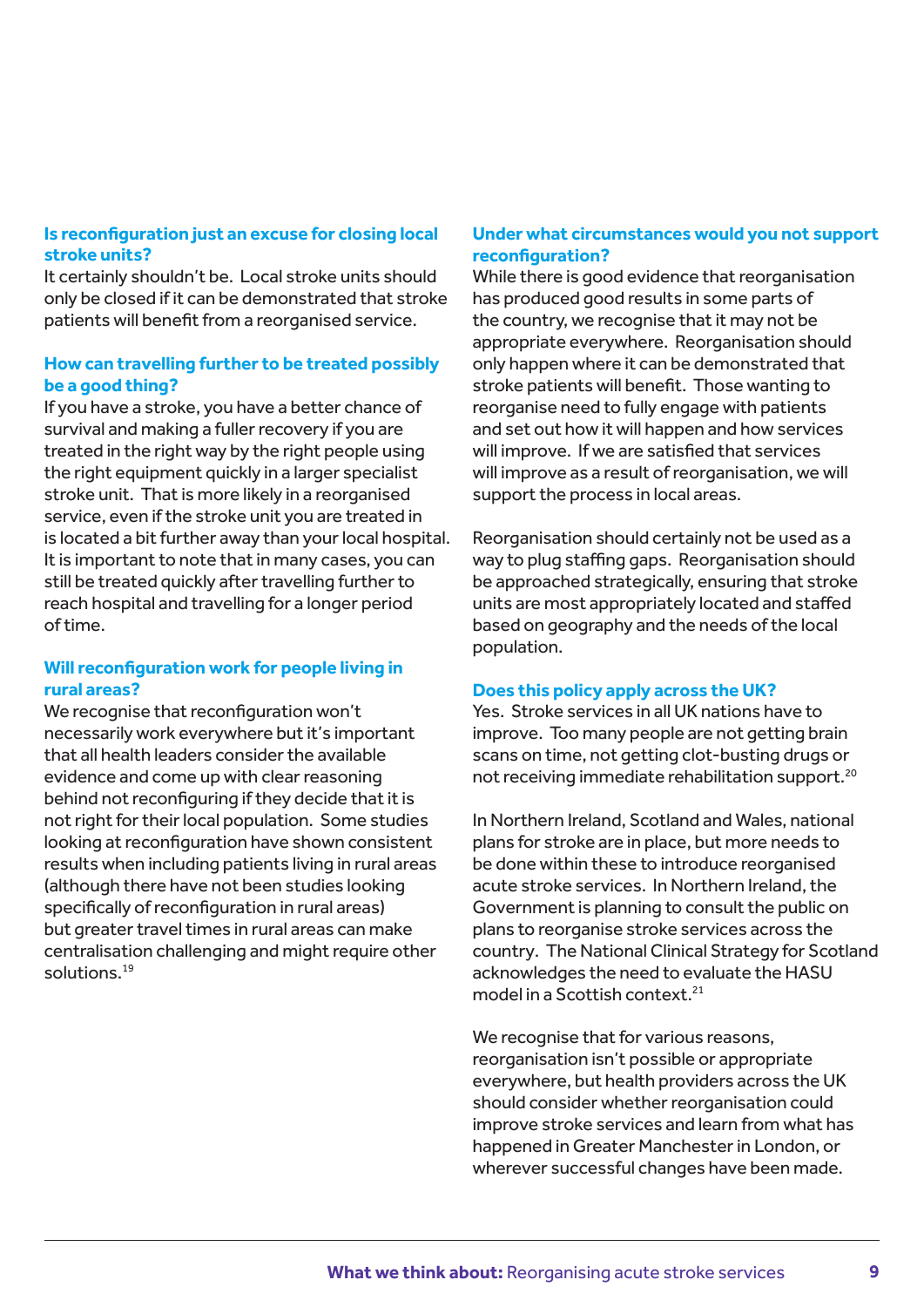### Is reconfiguration just an excuse for closing local stroke units?

It certainly shouldn't be. Local stroke units should only be closed if it can be demonstrated that stroke patients will benefit from a reorganised service.

### How can travelling further to be treated possibly be a good thing?

If you have a stroke, you have a better chance of survival and making a fuller recovery if you are treated in the right way by the right people using the right equipment quickly in a larger specialist stroke unit. That is more likely in a reorganised service, even if the stroke unit you are treated in is located a bit further away than your local hospital. It is important to note that in many cases, you can still be treated quickly after travelling further to reach hospital and travelling for a longer period of time.

### Will reconfiguration work for people living in rural areas?

We recognise that reconfiguration won't necessarily work everywhere but it's important that all health leaders consider the available evidence and come up with clear reasoning behind not reconfiguring if they decide that it is not right for their local population. Some studies looking at reconfiguration have shown consistent results when including patients living in rural areas (although there have not been studies looking specifically of reconfiguration in rural areas) but greater travel times in rural areas can make centralisation challenging and might require other solutions.[19]

### Under what circumstances would you not support reconfiguration?

While there is good evidence that reorganisation has produced good results in some parts of the country, we recognise that it may not be appropriate everywhere. Reorganisation should only happen where it can be demonstrated that stroke patients will benefit. Those wanting to reorganise need to fully engage with patients and set out how it will happen and how services will improve. If we are satisfied that services will improve as a result of reorganisation, we will support the process in local areas.

Reorganisation should certainly not be used as a way to plug staffing gaps. Reorganisation should be approached strategically, ensuring that stroke units are most appropriately located and staffed based on geography and the needs of the local population.

### Does this policy apply across the UK?

Yes. Stroke services in all UK nations have to improve. Too many people are not getting brain scans on time, not getting clot-busting drugs or not receiving immediate rehabilitation support.[20]

In Northern Ireland, Scotland and Wales, national plans for stroke are in place, but more needs to be done within these to introduce reorganised acute stroke services. In Northern Ireland, the Government is planning to consult the public on plans to reorganise stroke services across the country. The National Clinical Strategy for Scotland acknowledges the need to evaluate the HASU model in a Scottish context.[21]

We recognise that for various reasons, reorganisation isn't possible or appropriate everywhere, but health providers across the UK should consider whether reorganisation could improve stroke services and learn from what has happened in Greater Manchester in London, or wherever successful changes have been made.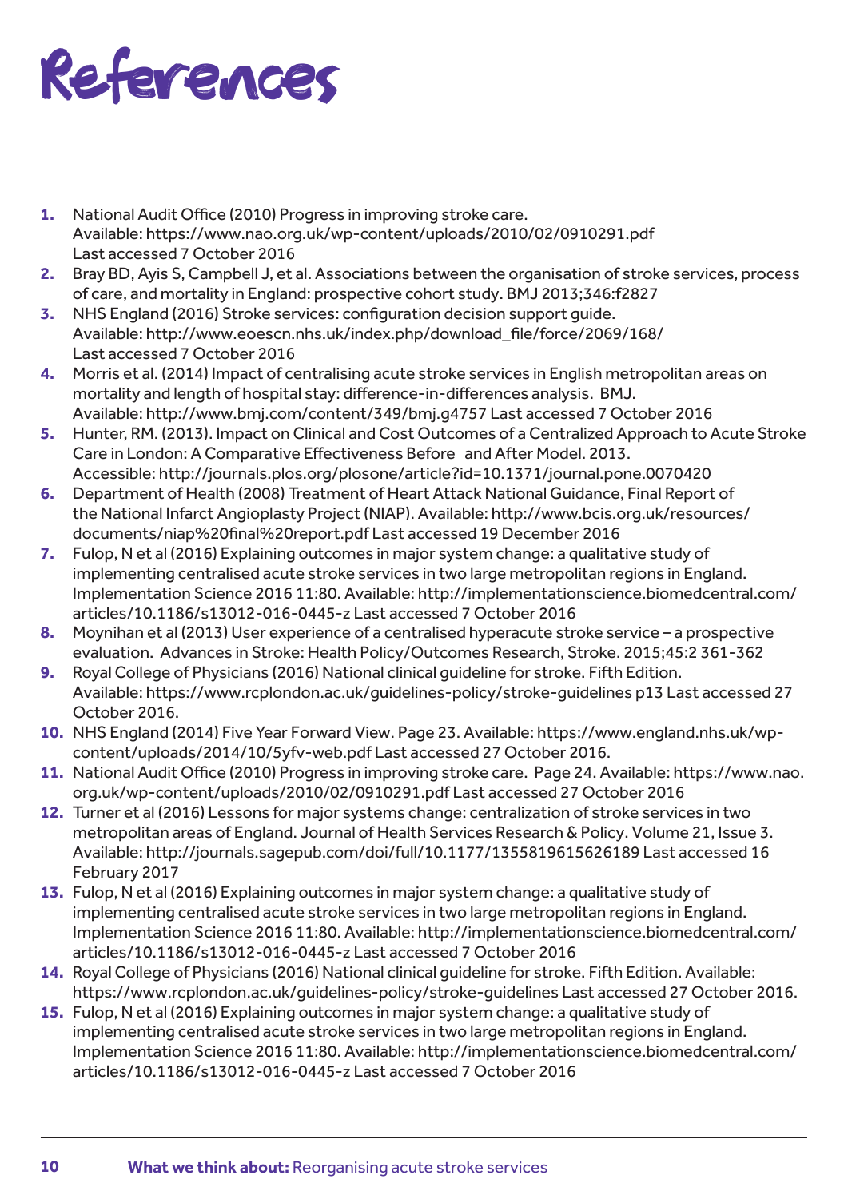# References

1. National Audit Office (2010) Progress in improving stroke care. Available: https://www.nao.org.uk/wp-content/uploads/2010/02/0910291.pdf Last accessed 7 October 2016
2. Bray BD, Ayis S, Campbell J, et al. Associations between the organisation of stroke services, process of care, and mortality in England: prospective cohort study. BMJ 2013;346:f2827
3. NHS England (2016) Stroke services: configuration decision support guide. Available: http://www.eoescn.nhs.uk/index.php/download_file/force/2069/168/ Last accessed 7 October 2016
4. Morris et al. (2014) Impact of centralising acute stroke services in English metropolitan areas on mortality and length of hospital stay: difference-in-differences analysis. BMJ. Available: http://www.bmj.com/content/349/bmj.g4757 Last accessed 7 October 2016
5. Hunter, RM. (2013). Impact on Clinical and Cost Outcomes of a Centralized Approach to Acute Stroke Care in London: A Comparative Effectiveness Before and After Model. 2013. Accessible: http://journals.plos.org/plosone/article?id=10.1371/journal.pone.0070420
6. Department of Health (2008) Treatment of Heart Attack National Guidance, Final Report of the National Infarct Angioplasty Project (NIAP). Available: http://www.bcis.org.uk/resources/documents/niap%20final%20report.pdf Last accessed 19 December 2016
7. Fulop, N et al (2016) Explaining outcomes in major system change: a qualitative study of implementing centralised acute stroke services in two large metropolitan regions in England. Implementation Science 2016 11:80. Available: http://implementationscience.biomedcentral.com/articles/10.1186/s13012-016-0445-z Last accessed 7 October 2016
8. Moynihan et al (2013) User experience of a centralised hyperacute stroke service – a prospective evaluation. Advances in Stroke: Health Policy/Outcomes Research, Stroke. 2015;45:2 361-362
9. Royal College of Physicians (2016) National clinical guideline for stroke. Fifth Edition. Available: https://www.rcplondon.ac.uk/guidelines-policy/stroke-guidelines p13 Last accessed 27 October 2016.
10. NHS England (2014) Five Year Forward View. Page 23. Available: https://www.england.nhs.uk/wp-content/uploads/2014/10/5yfv-web.pdf Last accessed 27 October 2016.
11. National Audit Office (2010) Progress in improving stroke care. Page 24. Available: https://www.nao.org.uk/wp-content/uploads/2010/02/0910291.pdf Last accessed 27 October 2016
12. Turner et al (2016) Lessons for major systems change: centralization of stroke services in two metropolitan areas of England. Journal of Health Services Research & Policy. Volume 21, Issue 3. Available: http://journals.sagepub.com/doi/full/10.1177/1355819615626189 Last accessed 16 February 2017
13. Fulop, N et al (2016) Explaining outcomes in major system change: a qualitative study of implementing centralised acute stroke services in two large metropolitan regions in England. Implementation Science 2016 11:80. Available: http://implementationscience.biomedcentral.com/articles/10.1186/s13012-016-0445-z Last accessed 7 October 2016
14. Royal College of Physicians (2016) National clinical guideline for stroke. Fifth Edition. Available: https://www.rcplondon.ac.uk/guidelines-policy/stroke-guidelines Last accessed 27 October 2016.
15. Fulop, N et al (2016) Explaining outcomes in major system change: a qualitative study of implementing centralised acute stroke services in two large metropolitan regions in England. Implementation Science 2016 11:80. Available: http://implementationscience.biomedcentral.com/articles/10.1186/s13012-016-0445-z Last accessed 7 October 2016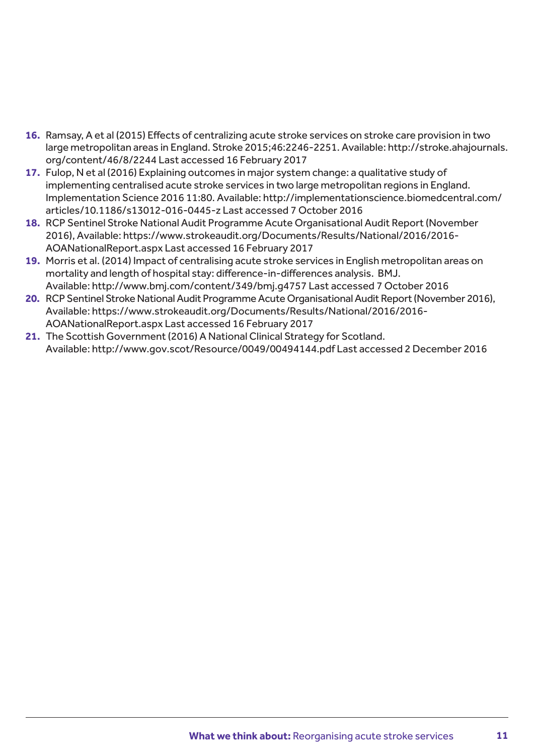16. Ramsay, A et al (2015) Effects of centralizing acute stroke services on stroke care provision in two large metropolitan areas in England. Stroke 2015;46:2246-2251. Available: http://stroke.ahajournals.org/content/46/8/2244 Last accessed 16 February 2017
17. Fulop, N et al (2016) Explaining outcomes in major system change: a qualitative study of implementing centralised acute stroke services in two large metropolitan regions in England. Implementation Science 2016 11:80. Available: http://implementationscience.biomedcentral.com/articles/10.1186/s13012-016-0445-z Last accessed 7 October 2016
18. RCP Sentinel Stroke National Audit Programme Acute Organisational Audit Report (November 2016), Available: https://www.strokeaudit.org/Documents/Results/National/2016/2016-AOANationalReport.aspx Last accessed 16 February 2017
19. Morris et al. (2014) Impact of centralising acute stroke services in English metropolitan areas on mortality and length of hospital stay: difference-in-differences analysis. BMJ. Available: http://www.bmj.com/content/349/bmj.g4757 Last accessed 7 October 2016
20. RCP Sentinel Stroke National Audit Programme Acute Organisational Audit Report (November 2016), Available: https://www.strokeaudit.org/Documents/Results/National/2016/2016-AOANationalReport.aspx Last accessed 16 February 2017
21. The Scottish Government (2016) A National Clinical Strategy for Scotland. Available: http://www.gov.scot/Resource/0049/00494144.pdf Last accessed 2 December 2016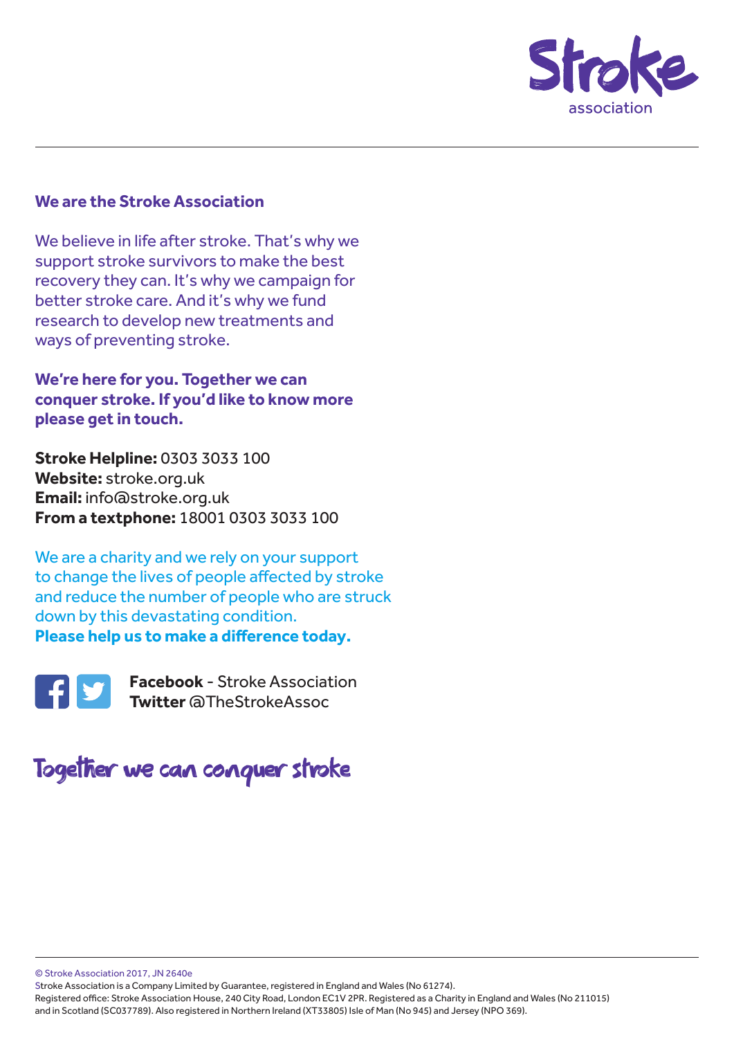Stroke association

## We are the Stroke Association

We believe in life after stroke. That's why we support stroke survivors to make the best recovery they can. It's why we campaign for better stroke care. And it's why we fund research to develop new treatments and ways of preventing stroke.

**We're here for you. Together we can conquer stroke. If you'd like to know more please get in touch.**

**Stroke Helpline:** 0303 3033 100
**Website:** stroke.org.uk
**Email:** info@stroke.org.uk
**From a textphone:** 18001 0303 3033 100

We are a charity and we rely on your support to change the lives of people affected by stroke and reduce the number of people who are struck down by this devastating condition.
**Please help us to make a difference today.**

**Facebook** - Stroke Association
**Twitter** @TheStrokeAssoc

Together we can conquer stroke

© Stroke Association 2017, JN 2640e
Stroke Association is a Company Limited by Guarantee, registered in England and Wales (No 61274).
Registered office: Stroke Association House, 240 City Road, London EC1V 2PR. Registered as a Charity in England and Wales (No 211015) and in Scotland (SC037789). Also registered in Northern Ireland (XT33805) Isle of Man (No 945) and Jersey (NPO 369).